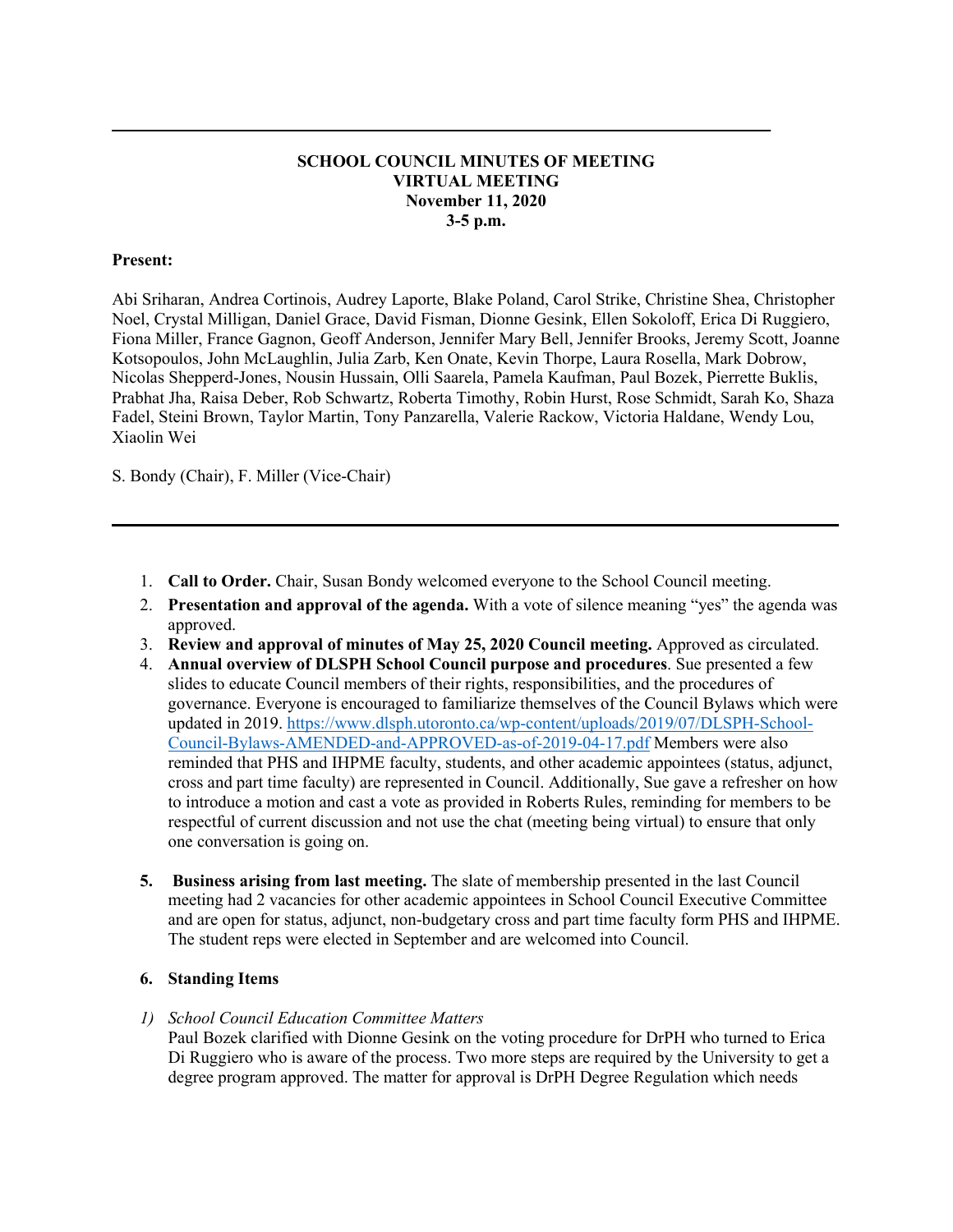**SCHOOL COUNCIL MINUTES OF MEETING**
**VIRTUAL MEETING**
**November 11, 2020**
**3-5 p.m.**

**Present:**

Abi Sriharan, Andrea Cortinois, Audrey Laporte, Blake Poland, Carol Strike, Christine Shea, Christopher Noel, Crystal Milligan, Daniel Grace, David Fisman, Dionne Gesink, Ellen Sokoloff, Erica Di Ruggiero, Fiona Miller, France Gagnon, Geoff Anderson, Jennifer Mary Bell, Jennifer Brooks, Jeremy Scott, Joanne Kotsopoulos, John McLaughlin, Julia Zarb, Ken Onate, Kevin Thorpe, Laura Rosella, Mark Dobrow, Nicolas Shepperd-Jones, Nousin Hussain, Olli Saarela, Pamela Kaufman, Paul Bozek, Pierrette Buklis, Prabhat Jha, Raisa Deber, Rob Schwartz, Roberta Timothy, Robin Hurst, Rose Schmidt, Sarah Ko, Shaza Fadel, Steini Brown, Taylor Martin, Tony Panzarella, Valerie Rackow, Victoria Haldane, Wendy Lou, Xiaolin Wei

S. Bondy (Chair), F. Miller (Vice-Chair)

---

1. **Call to Order.** Chair, Susan Bondy welcomed everyone to the School Council meeting.
2. **Presentation and approval of the agenda.** With a vote of silence meaning "yes" the agenda was approved.
3. **Review and approval of minutes of May 25, 2020 Council meeting.** Approved as circulated.
4. **Annual overview of DLSPH School Council purpose and procedures**. Sue presented a few slides to educate Council members of their rights, responsibilities, and the procedures of governance. Everyone is encouraged to familiarize themselves of the Council Bylaws which were updated in 2019. https://www.dlsph.utoronto.ca/wp-content/uploads/2019/07/DLSPH-School-Council-Bylaws-AMENDED-and-APPROVED-as-of-2019-04-17.pdf Members were also reminded that PHS and IHPME faculty, students, and other academic appointees (status, adjunct, cross and part time faculty) are represented in Council. Additionally, Sue gave a refresher on how to introduce a motion and cast a vote as provided in Roberts Rules, reminding for members to be respectful of current discussion and not use the chat (meeting being virtual) to ensure that only one conversation is going on.

5. **Business arising from last meeting.** The slate of membership presented in the last Council meeting had 2 vacancies for other academic appointees in School Council Executive Committee and are open for status, adjunct, non-budgetary cross and part time faculty form PHS and IHPME. The student reps were elected in September and are welcomed into Council.

6. **Standing Items**

1) *School Council Education Committee Matters*
Paul Bozek clarified with Dionne Gesink on the voting procedure for DrPH who turned to Erica Di Ruggiero who is aware of the process. Two more steps are required by the University to get a degree program approved. The matter for approval is DrPH Degree Regulation which needs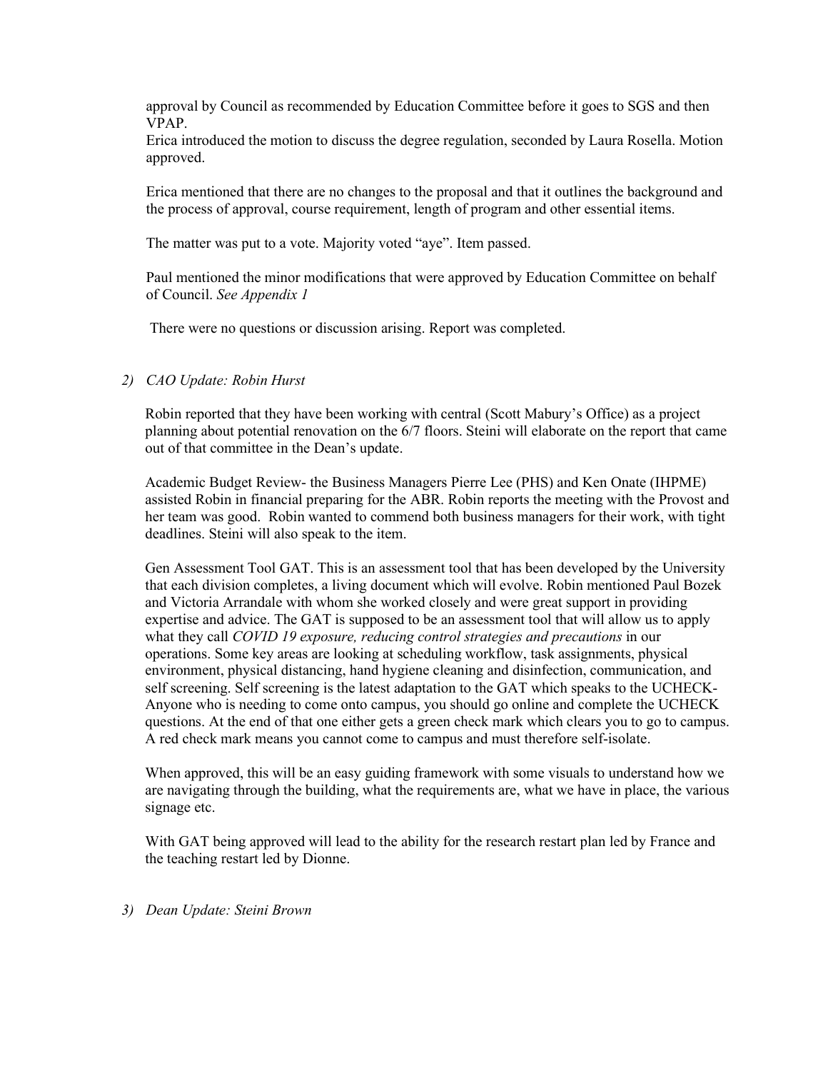approval by Council as recommended by Education Committee before it goes to SGS and then VPAP.
Erica introduced the motion to discuss the degree regulation, seconded by Laura Rosella. Motion approved.

Erica mentioned that there are no changes to the proposal and that it outlines the background and the process of approval, course requirement, length of program and other essential items.

The matter was put to a vote. Majority voted "aye". Item passed.

Paul mentioned the minor modifications that were approved by Education Committee on behalf of Council. *See Appendix 1*

There were no questions or discussion arising. Report was completed.

2) *CAO Update: Robin Hurst*

Robin reported that they have been working with central (Scott Mabury's Office) as a project planning about potential renovation on the 6/7 floors. Steini will elaborate on the report that came out of that committee in the Dean's update.

Academic Budget Review- the Business Managers Pierre Lee (PHS) and Ken Onate (IHPME) assisted Robin in financial preparing for the ABR. Robin reports the meeting with the Provost and her team was good. Robin wanted to commend both business managers for their work, with tight deadlines. Steini will also speak to the item.

Gen Assessment Tool GAT. This is an assessment tool that has been developed by the University that each division completes, a living document which will evolve. Robin mentioned Paul Bozek and Victoria Arrandale with whom she worked closely and were great support in providing expertise and advice. The GAT is supposed to be an assessment tool that will allow us to apply what they call *COVID 19 exposure, reducing control strategies and precautions* in our operations. Some key areas are looking at scheduling workflow, task assignments, physical environment, physical distancing, hand hygiene cleaning and disinfection, communication, and self screening. Self screening is the latest adaptation to the GAT which speaks to the UCHECK- Anyone who is needing to come onto campus, you should go online and complete the UCHECK questions. At the end of that one either gets a green check mark which clears you to go to campus. A red check mark means you cannot come to campus and must therefore self-isolate.

When approved, this will be an easy guiding framework with some visuals to understand how we are navigating through the building, what the requirements are, what we have in place, the various signage etc.

With GAT being approved will lead to the ability for the research restart plan led by France and the teaching restart led by Dionne.

3) *Dean Update: Steini Brown*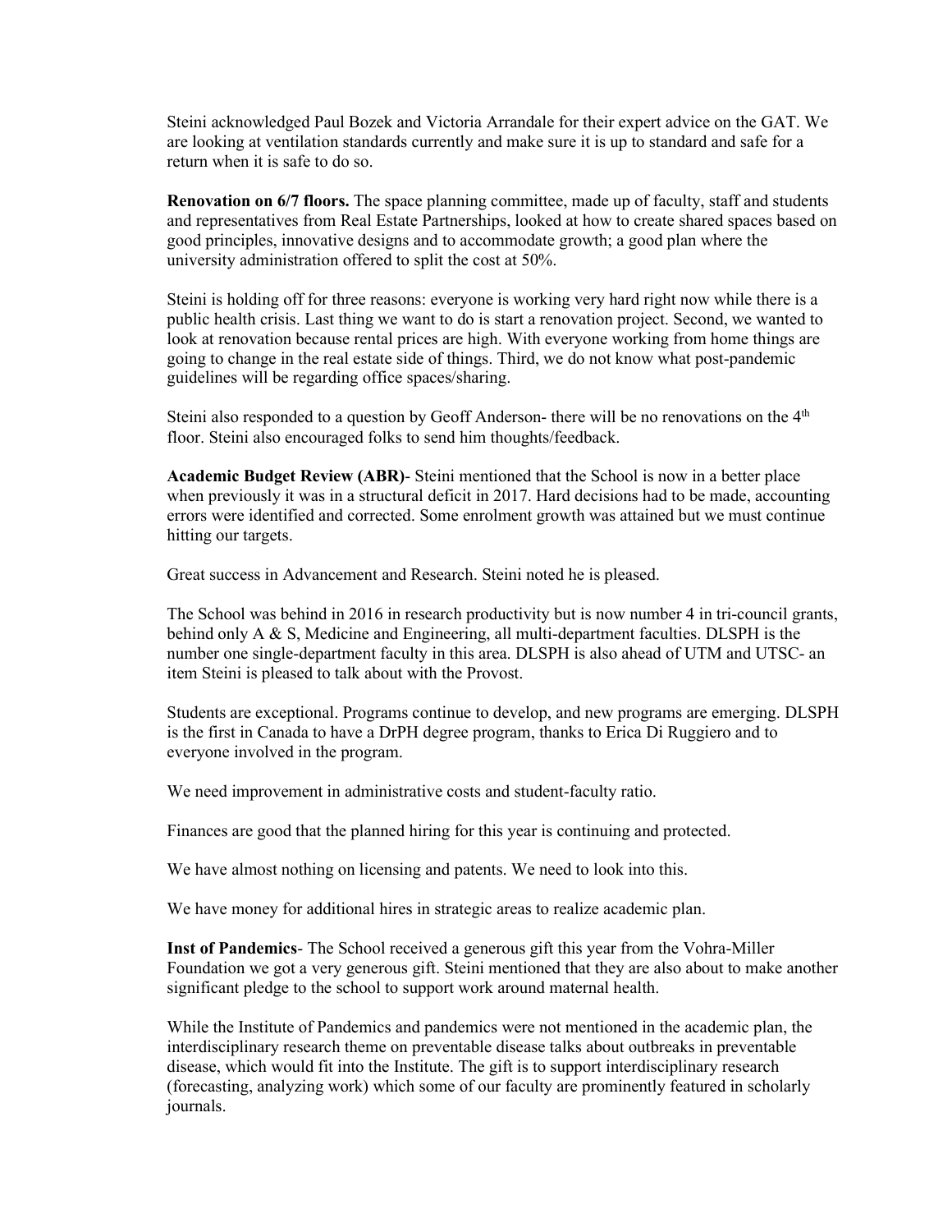Steini acknowledged Paul Bozek and Victoria Arrandale for their expert advice on the GAT. We are looking at ventilation standards currently and make sure it is up to standard and safe for a return when it is safe to do so.

**Renovation on 6/7 floors.** The space planning committee, made up of faculty, staff and students and representatives from Real Estate Partnerships, looked at how to create shared spaces based on good principles, innovative designs and to accommodate growth; a good plan where the university administration offered to split the cost at 50%.

Steini is holding off for three reasons: everyone is working very hard right now while there is a public health crisis. Last thing we want to do is start a renovation project. Second, we wanted to look at renovation because rental prices are high. With everyone working from home things are going to change in the real estate side of things. Third, we do not know what post-pandemic guidelines will be regarding office spaces/sharing.

Steini also responded to a question by Geoff Anderson- there will be no renovations on the 4th floor. Steini also encouraged folks to send him thoughts/feedback.

**Academic Budget Review (ABR)**- Steini mentioned that the School is now in a better place when previously it was in a structural deficit in 2017. Hard decisions had to be made, accounting errors were identified and corrected. Some enrolment growth was attained but we must continue hitting our targets.

Great success in Advancement and Research. Steini noted he is pleased.

The School was behind in 2016 in research productivity but is now number 4 in tri-council grants, behind only A & S, Medicine and Engineering, all multi-department faculties. DLSPH is the number one single-department faculty in this area. DLSPH is also ahead of UTM and UTSC- an item Steini is pleased to talk about with the Provost.

Students are exceptional. Programs continue to develop, and new programs are emerging. DLSPH is the first in Canada to have a DrPH degree program, thanks to Erica Di Ruggiero and to everyone involved in the program.

We need improvement in administrative costs and student-faculty ratio.

Finances are good that the planned hiring for this year is continuing and protected.

We have almost nothing on licensing and patents. We need to look into this.

We have money for additional hires in strategic areas to realize academic plan.

**Inst of Pandemics**- The School received a generous gift this year from the Vohra-Miller Foundation we got a very generous gift. Steini mentioned that they are also about to make another significant pledge to the school to support work around maternal health.

While the Institute of Pandemics and pandemics were not mentioned in the academic plan, the interdisciplinary research theme on preventable disease talks about outbreaks in preventable disease, which would fit into the Institute. The gift is to support interdisciplinary research (forecasting, analyzing work) which some of our faculty are prominently featured in scholarly journals.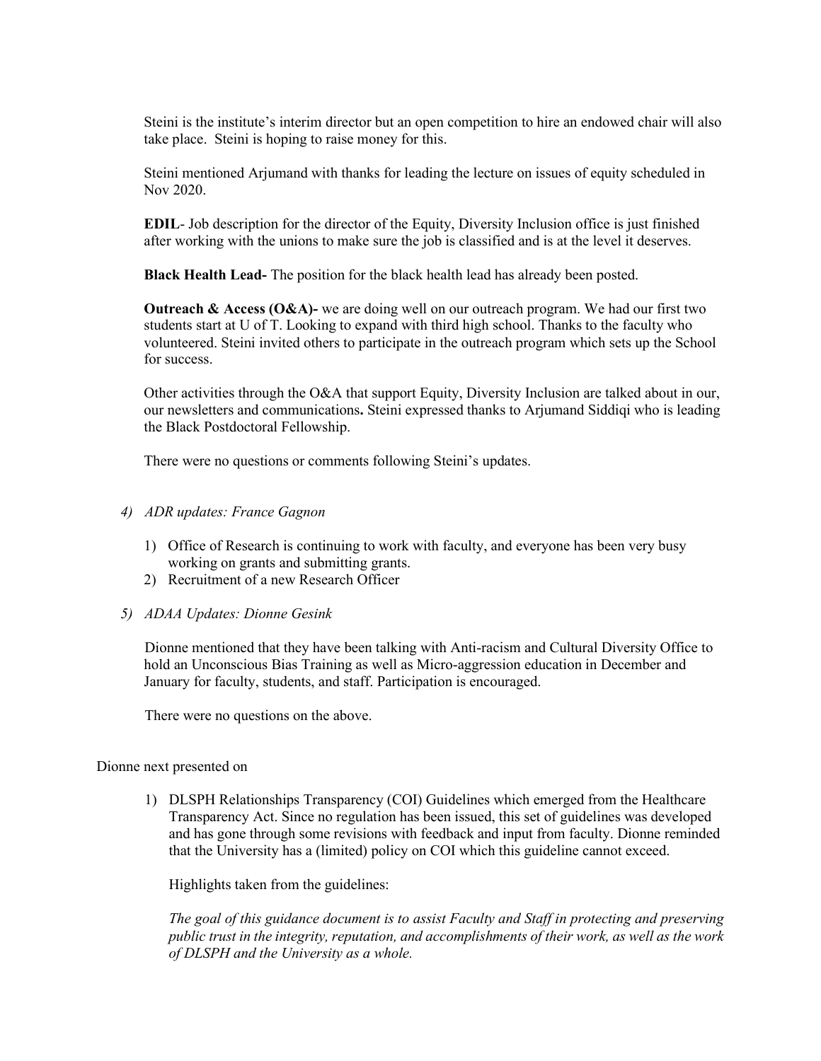Steini is the institute's interim director but an open competition to hire an endowed chair will also take place. Steini is hoping to raise money for this.

Steini mentioned Arjumand with thanks for leading the lecture on issues of equity scheduled in Nov 2020.

**EDIL**- Job description for the director of the Equity, Diversity Inclusion office is just finished after working with the unions to make sure the job is classified and is at the level it deserves.

**Black Health Lead-** The position for the black health lead has already been posted.

**Outreach & Access (O&A)-** we are doing well on our outreach program. We had our first two students start at U of T. Looking to expand with third high school. Thanks to the faculty who volunteered. Steini invited others to participate in the outreach program which sets up the School for success.

Other activities through the O&A that support Equity, Diversity Inclusion are talked about in our, our newsletters and communications**.** Steini expressed thanks to Arjumand Siddiqi who is leading the Black Postdoctoral Fellowship.

There were no questions or comments following Steini's updates.

*4) ADR updates: France Gagnon*

1) Office of Research is continuing to work with faculty, and everyone has been very busy working on grants and submitting grants.
2) Recruitment of a new Research Officer

*5) ADAA Updates: Dionne Gesink*

Dionne mentioned that they have been talking with Anti-racism and Cultural Diversity Office to hold an Unconscious Bias Training as well as Micro-aggression education in December and January for faculty, students, and staff. Participation is encouraged.

There were no questions on the above.

Dionne next presented on

1) DLSPH Relationships Transparency (COI) Guidelines which emerged from the Healthcare Transparency Act. Since no regulation has been issued, this set of guidelines was developed and has gone through some revisions with feedback and input from faculty. Dionne reminded that the University has a (limited) policy on COI which this guideline cannot exceed.

   Highlights taken from the guidelines:

   *The goal of this guidance document is to assist Faculty and Staff in protecting and preserving public trust in the integrity, reputation, and accomplishments of their work, as well as the work of DLSPH and the University as a whole.*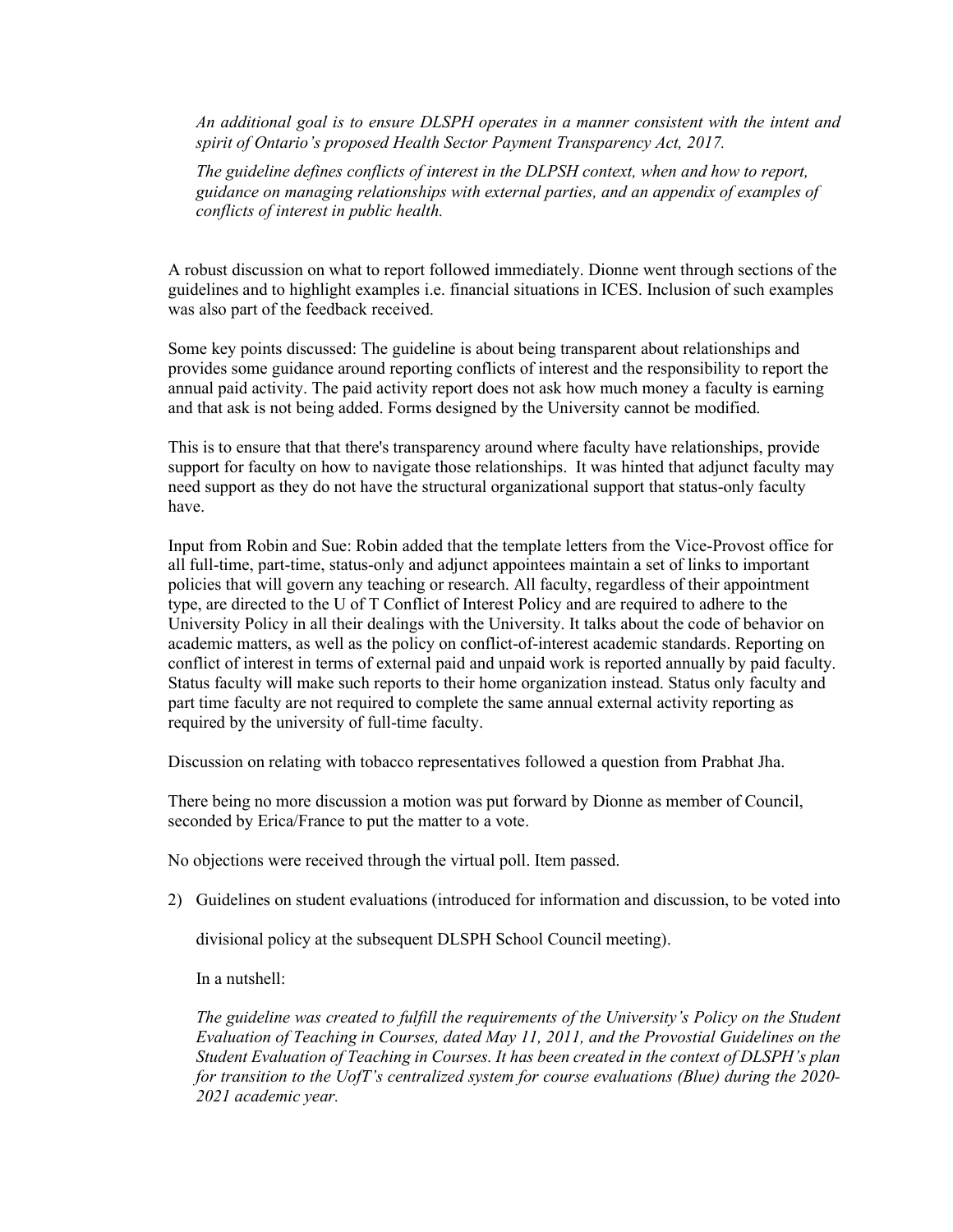*An additional goal is to ensure DLSPH operates in a manner consistent with the intent and spirit of Ontario's proposed Health Sector Payment Transparency Act, 2017.*

*The guideline defines conflicts of interest in the DLPSH context, when and how to report, guidance on managing relationships with external parties, and an appendix of examples of conflicts of interest in public health.*

A robust discussion on what to report followed immediately. Dionne went through sections of the guidelines and to highlight examples i.e. financial situations in ICES. Inclusion of such examples was also part of the feedback received.

Some key points discussed: The guideline is about being transparent about relationships and provides some guidance around reporting conflicts of interest and the responsibility to report the annual paid activity. The paid activity report does not ask how much money a faculty is earning and that ask is not being added. Forms designed by the University cannot be modified.

This is to ensure that that there's transparency around where faculty have relationships, provide support for faculty on how to navigate those relationships. It was hinted that adjunct faculty may need support as they do not have the structural organizational support that status-only faculty have.

Input from Robin and Sue: Robin added that the template letters from the Vice-Provost office for all full-time, part-time, status-only and adjunct appointees maintain a set of links to important policies that will govern any teaching or research. All faculty, regardless of their appointment type, are directed to the U of T Conflict of Interest Policy and are required to adhere to the University Policy in all their dealings with the University. It talks about the code of behavior on academic matters, as well as the policy on conflict-of-interest academic standards. Reporting on conflict of interest in terms of external paid and unpaid work is reported annually by paid faculty. Status faculty will make such reports to their home organization instead. Status only faculty and part time faculty are not required to complete the same annual external activity reporting as required by the university of full-time faculty.

Discussion on relating with tobacco representatives followed a question from Prabhat Jha.

There being no more discussion a motion was put forward by Dionne as member of Council, seconded by Erica/France to put the matter to a vote.

No objections were received through the virtual poll. Item passed.

2) Guidelines on student evaluations (introduced for information and discussion, to be voted into divisional policy at the subsequent DLSPH School Council meeting).

   In a nutshell:

   *The guideline was created to fulfill the requirements of the University's Policy on the Student Evaluation of Teaching in Courses, dated May 11, 2011, and the Provostial Guidelines on the Student Evaluation of Teaching in Courses. It has been created in the context of DLSPH's plan for transition to the UofT's centralized system for course evaluations (Blue) during the 2020-2021 academic year.*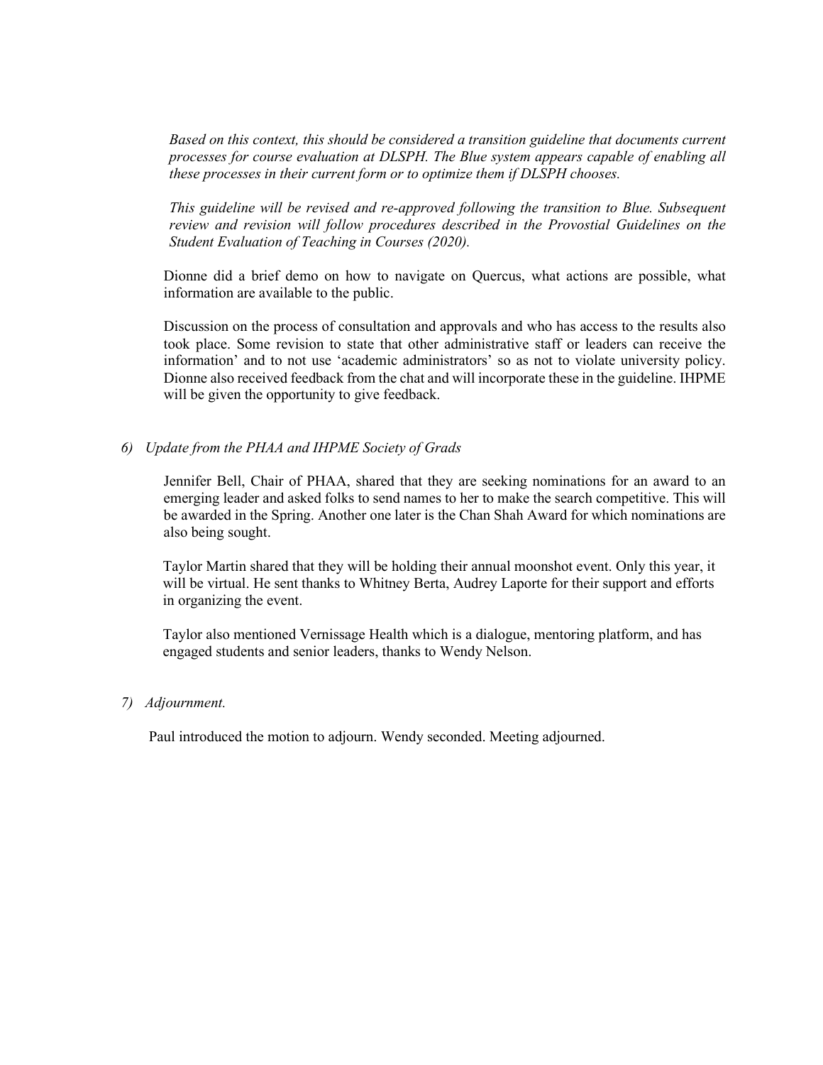*Based on this context, this should be considered a transition guideline that documents current processes for course evaluation at DLSPH. The Blue system appears capable of enabling all these processes in their current form or to optimize them if DLSPH chooses.*

*This guideline will be revised and re-approved following the transition to Blue. Subsequent review and revision will follow procedures described in the Provostial Guidelines on the Student Evaluation of Teaching in Courses (2020).*

Dionne did a brief demo on how to navigate on Quercus, what actions are possible, what information are available to the public.

Discussion on the process of consultation and approvals and who has access to the results also took place. Some revision to state that other administrative staff or leaders can receive the information' and to not use 'academic administrators' so as not to violate university policy. Dionne also received feedback from the chat and will incorporate these in the guideline. IHPME will be given the opportunity to give feedback.

6) *Update from the PHAA and IHPME Society of Grads*

Jennifer Bell, Chair of PHAA, shared that they are seeking nominations for an award to an emerging leader and asked folks to send names to her to make the search competitive. This will be awarded in the Spring. Another one later is the Chan Shah Award for which nominations are also being sought.

Taylor Martin shared that they will be holding their annual moonshot event. Only this year, it will be virtual. He sent thanks to Whitney Berta, Audrey Laporte for their support and efforts in organizing the event.

Taylor also mentioned Vernissage Health which is a dialogue, mentoring platform, and has engaged students and senior leaders, thanks to Wendy Nelson.

7) *Adjournment.*

Paul introduced the motion to adjourn. Wendy seconded. Meeting adjourned.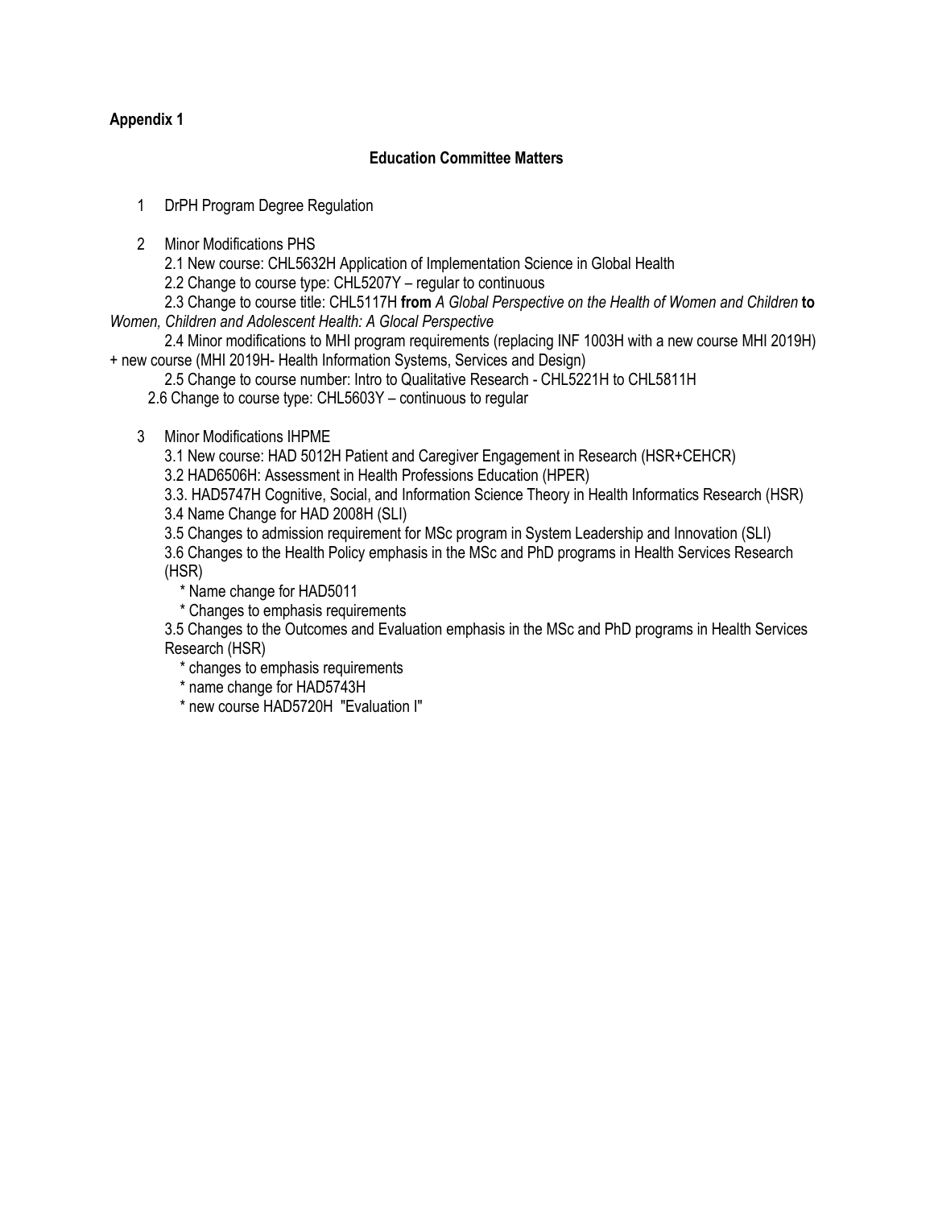**Appendix 1**

## Education Committee Matters

1. DrPH Program Degree Regulation

2. Minor Modifications PHS
   - 2.1 New course: CHL5632H Application of Implementation Science in Global Health
   - 2.2 Change to course type: CHL5207Y – regular to continuous
   - 2.3 Change to course title: CHL5117H **from** *A Global Perspective on the Health of Women and Children* **to** *Women, Children and Adolescent Health: A Glocal Perspective*
   - 2.4 Minor modifications to MHI program requirements (replacing INF 1003H with a new course MHI 2019H) + new course (MHI 2019H- Health Information Systems, Services and Design)
   - 2.5 Change to course number: Intro to Qualitative Research - CHL5221H to CHL5811H
   - 2.6 Change to course type: CHL5603Y – continuous to regular

3. Minor Modifications IHPME
   - 3.1 New course: HAD 5012H Patient and Caregiver Engagement in Research (HSR+CEHCR)
   - 3.2 HAD6506H: Assessment in Health Professions Education (HPER)
   - 3.3. HAD5747H Cognitive, Social, and Information Science Theory in Health Informatics Research (HSR)
   - 3.4 Name Change for HAD 2008H (SLI)
   - 3.5 Changes to admission requirement for MSc program in System Leadership and Innovation (SLI)
   - 3.6 Changes to the Health Policy emphasis in the MSc and PhD programs in Health Services Research (HSR)
     - * Name change for HAD5011
     - * Changes to emphasis requirements
   - 3.5 Changes to the Outcomes and Evaluation emphasis in the MSc and PhD programs in Health Services Research (HSR)
     - * changes to emphasis requirements
     - * name change for HAD5743H
     - * new course HAD5720H "Evaluation I"